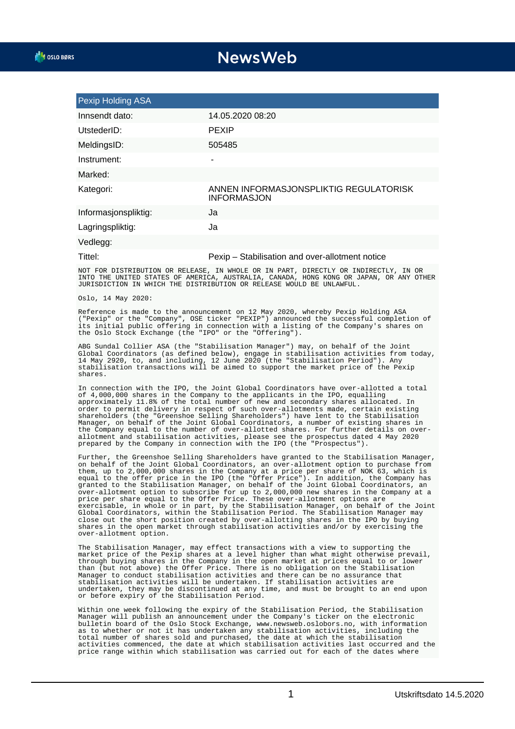| Pexip Holding ASA | |
|---|---|
| Innsendt dato: | 14.05.2020 08:20 |
| UtstederID: | PEXIP |
| MeldingsID: | 505485 |
| Instrument: | - |
| Marked: | |
| Kategori: | ANNEN INFORMASJONSPLIKTIG REGULATORISK INFORMASJON |
| Informasjonspliktig: | Ja |
| Lagringspliktig: | Ja |
| Vedlegg: | |
| Tittel: | Pexip – Stabilisation and over-allotment notice |

NOT FOR DISTRIBUTION OR RELEASE, IN WHOLE OR IN PART, DIRECTLY OR INDIRECTLY, IN OR INTO THE UNITED STATES OF AMERICA, AUSTRALIA, CANADA, HONG KONG OR JAPAN, OR ANY OTHER JURISDICTION IN WHICH THE DISTRIBUTION OR RELEASE WOULD BE UNLAWFUL.

Oslo, 14 May 2020:

Reference is made to the announcement on 12 May 2020, whereby Pexip Holding ASA ("Pexip" or the "Company", OSE ticker "PEXIP") announced the successful completion of its initial public offering in connection with a listing of the Company's shares on the Oslo Stock Exchange (the "IPO" or the "Offering").

ABG Sundal Collier ASA (the "Stabilisation Manager") may, on behalf of the Joint Global Coordinators (as defined below), engage in stabilisation activities from today, 14 May 2920, to, and including, 12 June 2020 (the "Stabilisation Period"). Any stabilisation transactions will be aimed to support the market price of the Pexip shares.

In connection with the IPO, the Joint Global Coordinators have over-allotted a total of 4,000,000 shares in the Company to the applicants in the IPO, equalling approximately 11.8% of the total number of new and secondary shares allocated. In order to permit delivery in respect of such over-allotments made, certain existing shareholders (the "Greenshoe Selling Shareholders") have lent to the Stabilisation Manager, on behalf of the Joint Global Coordinators, a number of existing shares in the Company equal to the number of over-allotted shares. For further details on over-allotment and stabilisation activities, please see the prospectus dated 4 May 2020 prepared by the Company in connection with the IPO (the "Prospectus").

Further, the Greenshoe Selling Shareholders have granted to the Stabilisation Manager, on behalf of the Joint Global Coordinators, an over-allotment option to purchase from them, up to 2,000,000 shares in the Company at a price per share of NOK 63, which is equal to the offer price in the IPO (the "Offer Price"). In addition, the Company has granted to the Stabilisation Manager, on behalf of the Joint Global Coordinators, an over-allotment option to subscribe for up to 2,000,000 new shares in the Company at a price per share equal to the Offer Price. These over-allotment options are exercisable, in whole or in part, by the Stabilisation Manager, on behalf of the Joint Global Coordinators, within the Stabilisation Period. The Stabilisation Manager may close out the short position created by over-allotting shares in the IPO by buying shares in the open market through stabilisation activities and/or by exercising the over-allotment option.

The Stabilisation Manager, may effect transactions with a view to supporting the market price of the Pexip shares at a level higher than what might otherwise prevail, through buying shares in the Company in the open market at prices equal to or lower than (but not above) the Offer Price. There is no obligation on the Stabilisation Manager to conduct stabilisation activities and there can be no assurance that stabilisation activities will be undertaken. If stabilisation activities are undertaken, they may be discontinued at any time, and must be brought to an end upon or before expiry of the Stabilisation Period.

Within one week following the expiry of the Stabilisation Period, the Stabilisation Manager will publish an announcement under the Company's ticker on the electronic bulletin board of the Oslo Stock Exchange, www.newsweb.oslobors.no, with information as to whether or not it has undertaken any stabilisation activities, including the total number of shares sold and purchased, the date at which the stabilisation activities commenced, the date at which stabilisation activities last occurred and the price range within which stabilisation was carried out for each of the dates where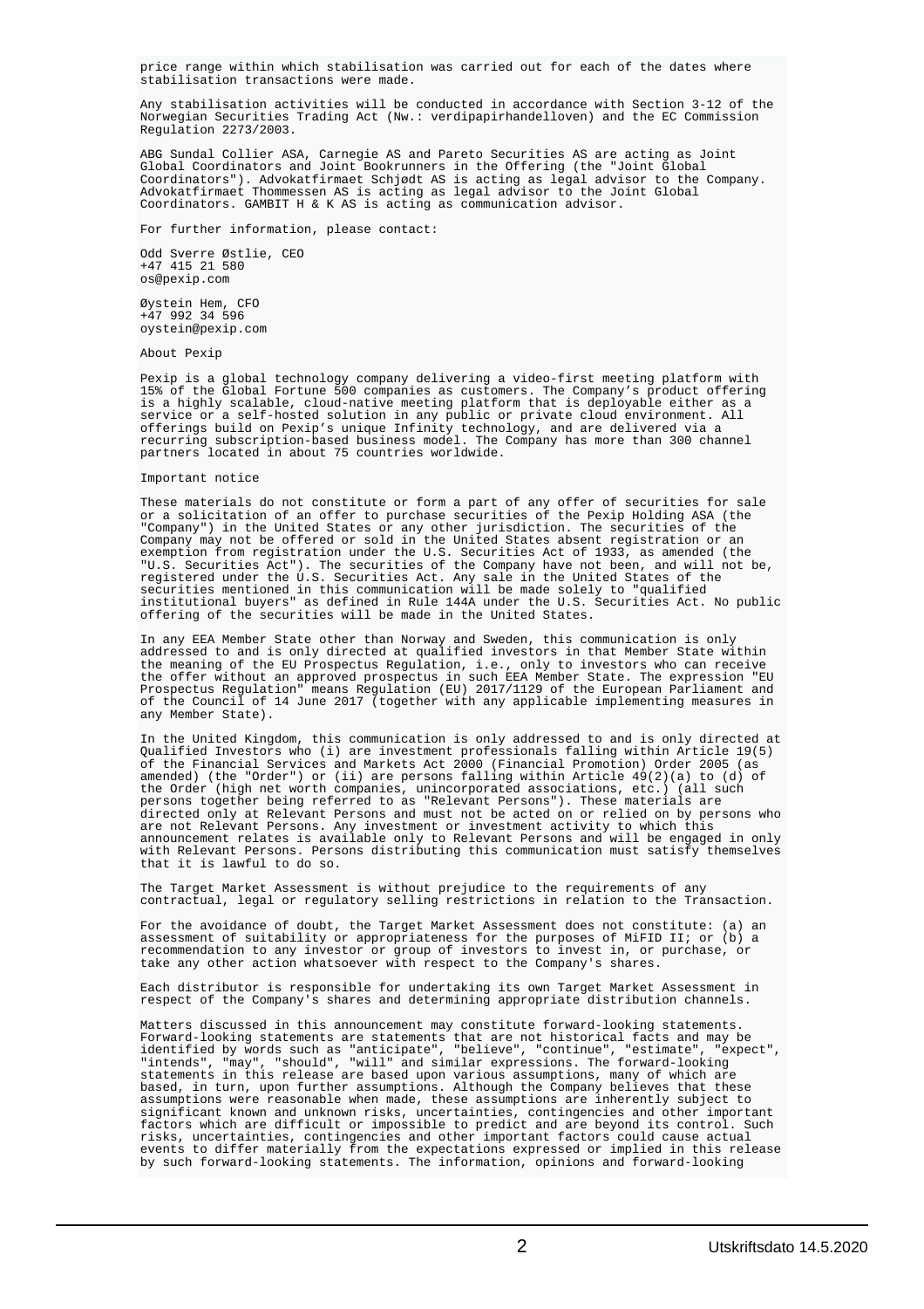price range within which stabilisation was carried out for each of the dates where stabilisation transactions were made.

Any stabilisation activities will be conducted in accordance with Section 3-12 of the Norwegian Securities Trading Act (Nw.: verdipapirhandelloven) and the EC Commission Regulation 2273/2003.

ABG Sundal Collier ASA, Carnegie AS and Pareto Securities AS are acting as Joint Global Coordinators and Joint Bookrunners in the Offering (the "Joint Global Coordinators"). Advokatfirmaet Schjødt AS is acting as legal advisor to the Company. Advokatfirmaet Thommessen AS is acting as legal advisor to the Joint Global Coordinators. GAMBIT H & K AS is acting as communication advisor.

For further information, please contact:

Odd Sverre Østlie, CEO
+47 415 21 580
os@pexip.com

Øystein Hem, CFO
+47 992 34 596
oystein@pexip.com

About Pexip

Pexip is a global technology company delivering a video-first meeting platform with 15% of the Global Fortune 500 companies as customers. The Company's product offering is a highly scalable, cloud-native meeting platform that is deployable either as a service or a self-hosted solution in any public or private cloud environment. All offerings build on Pexip's unique Infinity technology, and are delivered via a recurring subscription-based business model. The Company has more than 300 channel partners located in about 75 countries worldwide.

Important notice

These materials do not constitute or form a part of any offer of securities for sale or a solicitation of an offer to purchase securities of the Pexip Holding ASA (the "Company") in the United States or any other jurisdiction. The securities of the Company may not be offered or sold in the United States absent registration or an exemption from registration under the U.S. Securities Act of 1933, as amended (the "U.S. Securities Act"). The securities of the Company have not been, and will not be, registered under the U.S. Securities Act. Any sale in the United States of the securities mentioned in this communication will be made solely to "qualified institutional buyers" as defined in Rule 144A under the U.S. Securities Act. No public offering of the securities will be made in the United States.

In any EEA Member State other than Norway and Sweden, this communication is only addressed to and is only directed at qualified investors in that Member State within the meaning of the EU Prospectus Regulation, i.e., only to investors who can receive the offer without an approved prospectus in such EEA Member State. The expression "EU Prospectus Regulation" means Regulation (EU) 2017/1129 of the European Parliament and of the Council of 14 June 2017 (together with any applicable implementing measures in any Member State).

In the United Kingdom, this communication is only addressed to and is only directed at Qualified Investors who (i) are investment professionals falling within Article 19(5) of the Financial Services and Markets Act 2000 (Financial Promotion) Order 2005 (as amended) (the "Order") or (ii) are persons falling within Article 49(2)(a) to (d) of the Order (high net worth companies, unincorporated associations, etc.) (all such persons together being referred to as "Relevant Persons"). These materials are directed only at Relevant Persons and must not be acted on or relied on by persons who are not Relevant Persons. Any investment or investment activity to which this announcement relates is available only to Relevant Persons and will be engaged in only with Relevant Persons. Persons distributing this communication must satisfy themselves that it is lawful to do so.

The Target Market Assessment is without prejudice to the requirements of any contractual, legal or regulatory selling restrictions in relation to the Transaction.

For the avoidance of doubt, the Target Market Assessment does not constitute: (a) an assessment of suitability or appropriateness for the purposes of MiFID II; or (b) a recommendation to any investor or group of investors to invest in, or purchase, or take any other action whatsoever with respect to the Company's shares.

Each distributor is responsible for undertaking its own Target Market Assessment in respect of the Company's shares and determining appropriate distribution channels.

Matters discussed in this announcement may constitute forward-looking statements. Forward-looking statements are statements that are not historical facts and may be identified by words such as "anticipate", "believe", "continue", "estimate", "expect", "intends", "may", "should", "will" and similar expressions. The forward-looking statements in this release are based upon various assumptions, many of which are based, in turn, upon further assumptions. Although the Company believes that these assumptions were reasonable when made, these assumptions are inherently subject to significant known and unknown risks, uncertainties, contingencies and other important factors which are difficult or impossible to predict and are beyond its control. Such risks, uncertainties, contingencies and other important factors could cause actual events to differ materially from the expectations expressed or implied in this release by such forward-looking statements. The information, opinions and forward-looking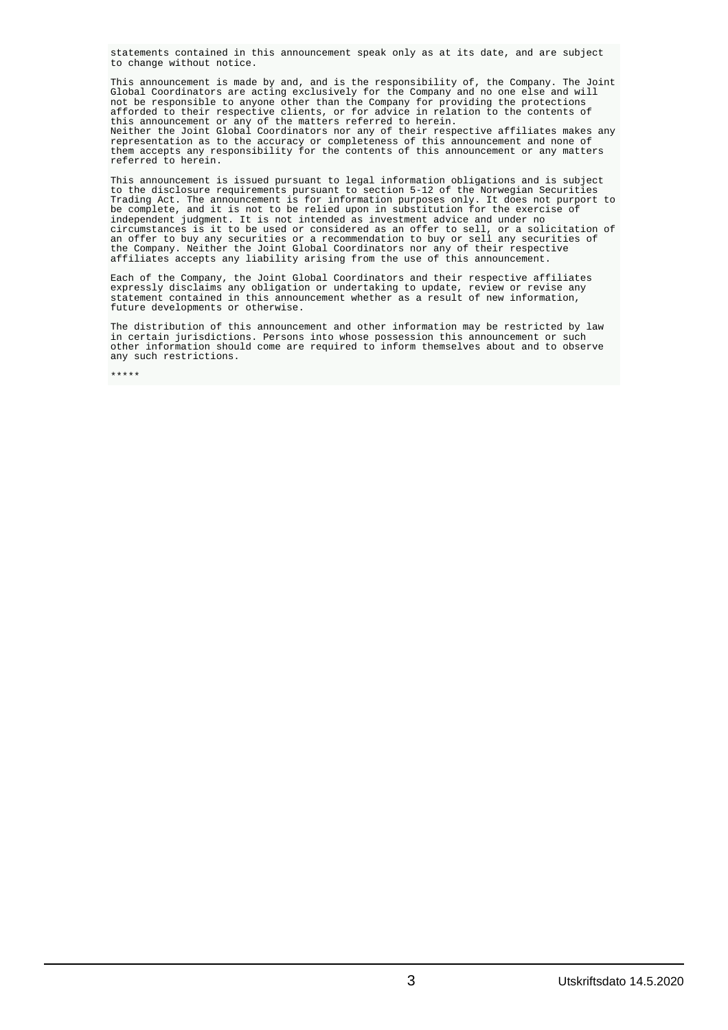statements contained in this announcement speak only as at its date, and are subject to change without notice.

This announcement is made by and, and is the responsibility of, the Company. The Joint Global Coordinators are acting exclusively for the Company and no one else and will not be responsible to anyone other than the Company for providing the protections afforded to their respective clients, or for advice in relation to the contents of this announcement or any of the matters referred to herein.
Neither the Joint Global Coordinators nor any of their respective affiliates makes any representation as to the accuracy or completeness of this announcement and none of them accepts any responsibility for the contents of this announcement or any matters referred to herein.

This announcement is issued pursuant to legal information obligations and is subject to the disclosure requirements pursuant to section 5-12 of the Norwegian Securities Trading Act. The announcement is for information purposes only. It does not purport to be complete, and it is not to be relied upon in substitution for the exercise of independent judgment. It is not intended as investment advice and under no circumstances is it to be used or considered as an offer to sell, or a solicitation of an offer to buy any securities or a recommendation to buy or sell any securities of the Company. Neither the Joint Global Coordinators nor any of their respective affiliates accepts any liability arising from the use of this announcement.

Each of the Company, the Joint Global Coordinators and their respective affiliates expressly disclaims any obligation or undertaking to update, review or revise any statement contained in this announcement whether as a result of new information, future developments or otherwise.

The distribution of this announcement and other information may be restricted by law in certain jurisdictions. Persons into whose possession this announcement or such other information should come are required to inform themselves about and to observe any such restrictions.

*****